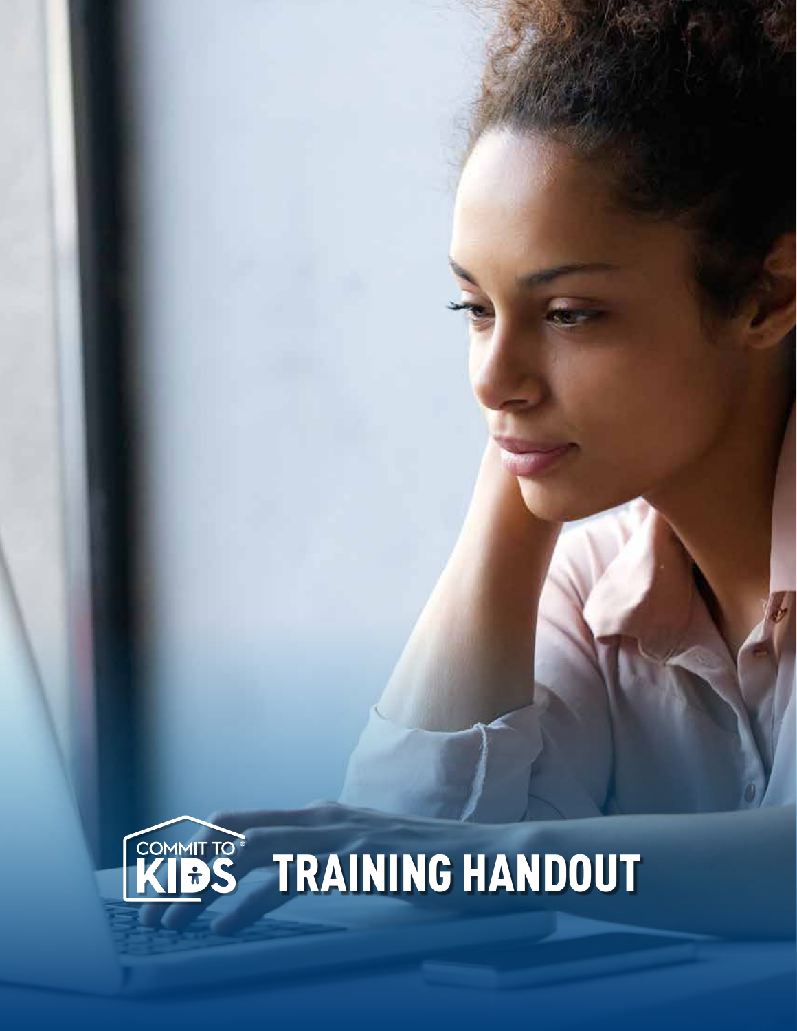COMMIT TO® KIDS

# TRAINING HANDOUT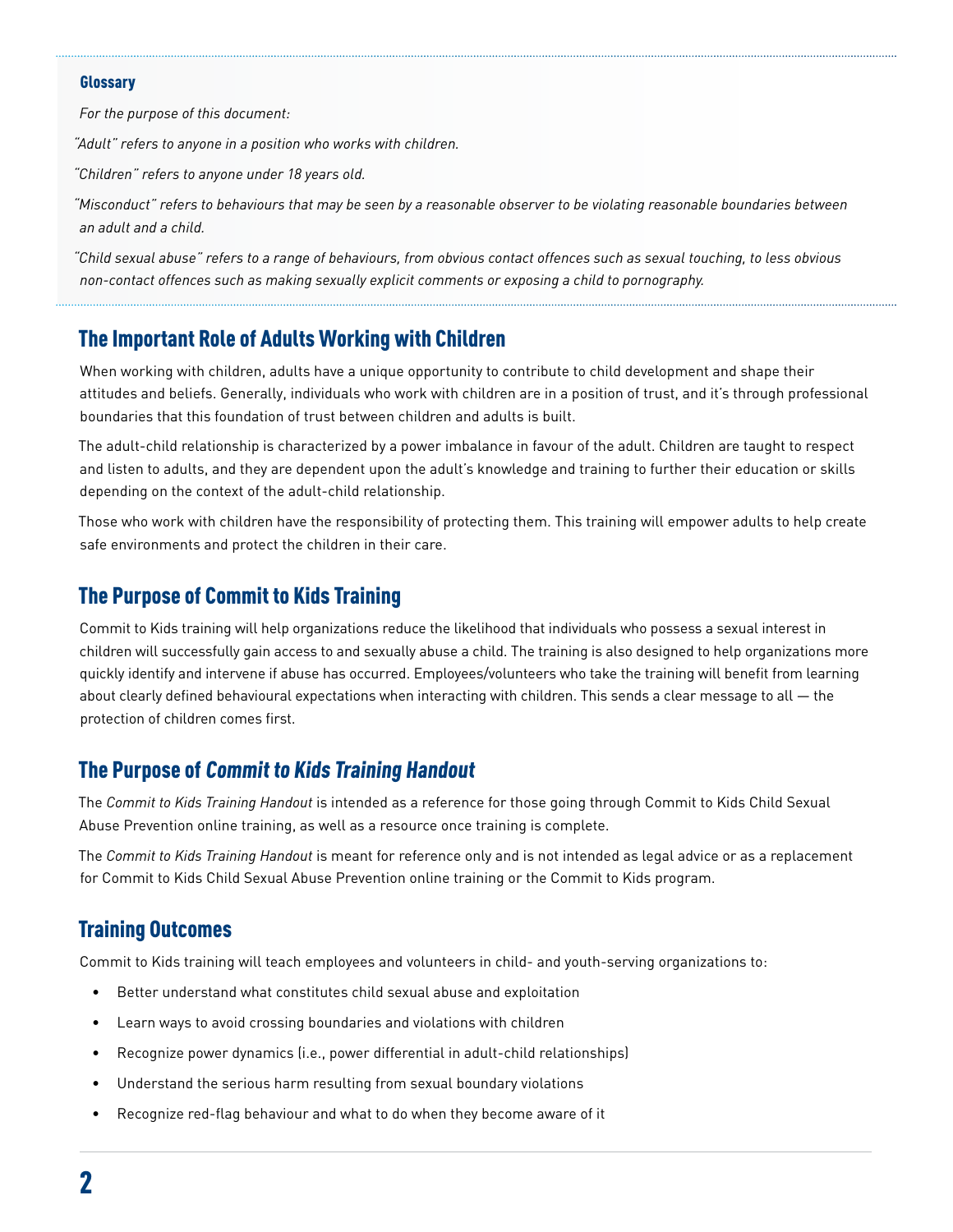### Glossary

*For the purpose of this document:*

*"Adult" refers to anyone in a position who works with children.*

*"Children" refers to anyone under 18 years old.*

*"Misconduct" refers to behaviours that may be seen by a reasonable observer to be violating reasonable boundaries between an adult and a child.*

*"Child sexual abuse" refers to a range of behaviours, from obvious contact offences such as sexual touching, to less obvious non-contact offences such as making sexually explicit comments or exposing a child to pornography.*

## The Important Role of Adults Working with Children

When working with children, adults have a unique opportunity to contribute to child development and shape their attitudes and beliefs. Generally, individuals who work with children are in a position of trust, and it's through professional boundaries that this foundation of trust between children and adults is built.

The adult-child relationship is characterized by a power imbalance in favour of the adult. Children are taught to respect and listen to adults, and they are dependent upon the adult's knowledge and training to further their education or skills depending on the context of the adult-child relationship.

Those who work with children have the responsibility of protecting them. This training will empower adults to help create safe environments and protect the children in their care.

## The Purpose of Commit to Kids Training

Commit to Kids training will help organizations reduce the likelihood that individuals who possess a sexual interest in children will successfully gain access to and sexually abuse a child. The training is also designed to help organizations more quickly identify and intervene if abuse has occurred. Employees/volunteers who take the training will benefit from learning about clearly defined behavioural expectations when interacting with children. This sends a clear message to all — the protection of children comes first.

## The Purpose of *Commit to Kids Training Handout*

The *Commit to Kids Training Handout* is intended as a reference for those going through Commit to Kids Child Sexual Abuse Prevention online training, as well as a resource once training is complete.

The *Commit to Kids Training Handout* is meant for reference only and is not intended as legal advice or as a replacement for Commit to Kids Child Sexual Abuse Prevention online training or the Commit to Kids program.

## Training Outcomes

Commit to Kids training will teach employees and volunteers in child- and youth-serving organizations to:

- Better understand what constitutes child sexual abuse and exploitation
- Learn ways to avoid crossing boundaries and violations with children
- Recognize power dynamics (i.e., power differential in adult-child relationships)
- Understand the serious harm resulting from sexual boundary violations
- Recognize red-flag behaviour and what to do when they become aware of it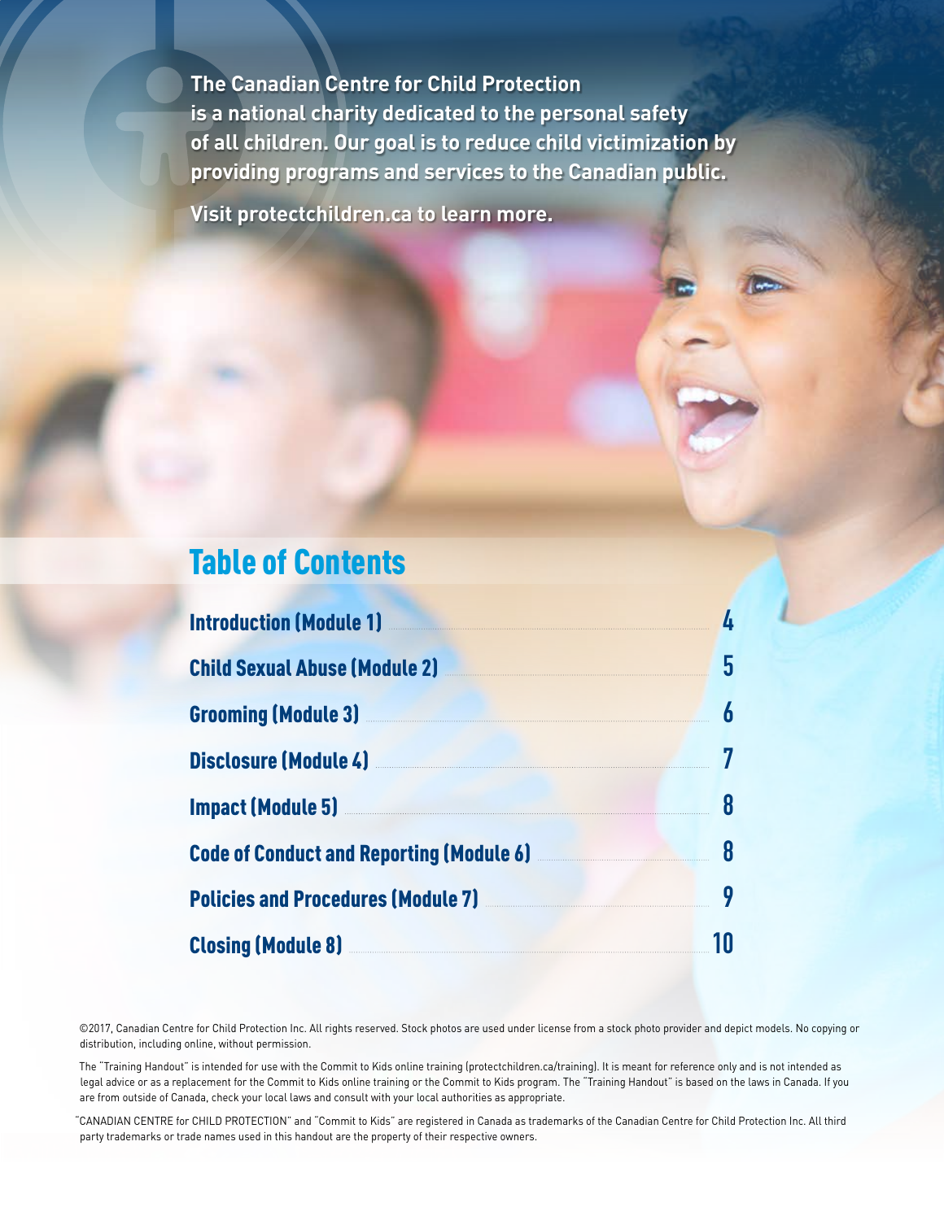**The Canadian Centre for Child Protection is a national charity dedicated to the personal safety of all children. Our goal is to reduce child victimization by providing programs and services to the Canadian public.**

**Visit protectchildren.ca to learn more.**

## Table of Contents

| | |
|---|---|
| Introduction (Module 1) | 4 |
| Child Sexual Abuse (Module 2) | 5 |
| Grooming (Module 3) | 6 |
| Disclosure (Module 4) | 7 |
| Impact (Module 5) | 8 |
| Code of Conduct and Reporting (Module 6) | 8 |
| Policies and Procedures (Module 7) | 9 |
| Closing (Module 8) | 10 |

©2017, Canadian Centre for Child Protection Inc. All rights reserved. Stock photos are used under license from a stock photo provider and depict models. No copying or distribution, including online, without permission.

The "Training Handout" is intended for use with the Commit to Kids online training (protectchildren.ca/training). It is meant for reference only and is not intended as legal advice or as a replacement for the Commit to Kids online training or the Commit to Kids program. The "Training Handout" is based on the laws in Canada. If you are from outside of Canada, check your local laws and consult with your local authorities as appropriate.

"CANADIAN CENTRE for CHILD PROTECTION" and "Commit to Kids" are registered in Canada as trademarks of the Canadian Centre for Child Protection Inc. All third party trademarks or trade names used in this handout are the property of their respective owners.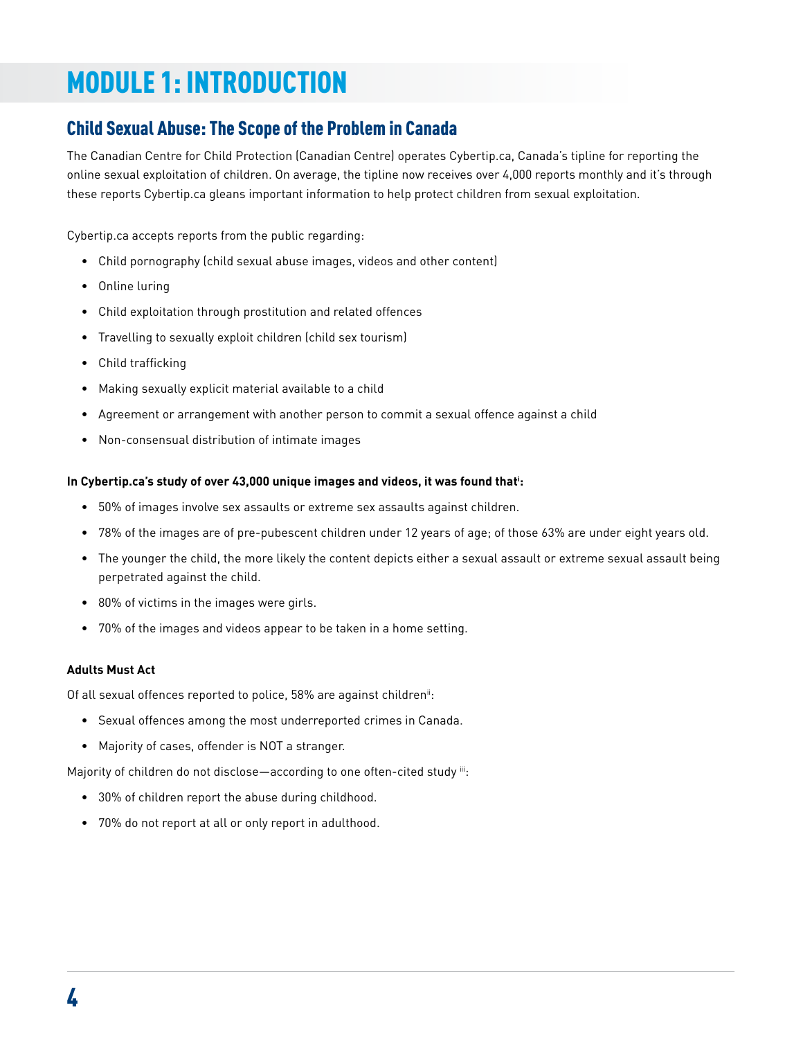# MODULE 1: INTRODUCTION

## Child Sexual Abuse: The Scope of the Problem in Canada

The Canadian Centre for Child Protection (Canadian Centre) operates Cybertip.ca, Canada's tipline for reporting the online sexual exploitation of children. On average, the tipline now receives over 4,000 reports monthly and it's through these reports Cybertip.ca gleans important information to help protect children from sexual exploitation.

Cybertip.ca accepts reports from the public regarding:

- Child pornography (child sexual abuse images, videos and other content)
- Online luring
- Child exploitation through prostitution and related offences
- Travelling to sexually exploit children (child sex tourism)
- Child trafficking
- Making sexually explicit material available to a child
- Agreement or arrangement with another person to commit a sexual offence against a child
- Non-consensual distribution of intimate images

**In Cybertip.ca's study of over 43,000 unique images and videos, it was found that[i]:**

- 50% of images involve sex assaults or extreme sex assaults against children.
- 78% of the images are of pre-pubescent children under 12 years of age; of those 63% are under eight years old.
- The younger the child, the more likely the content depicts either a sexual assault or extreme sexual assault being perpetrated against the child.
- 80% of victims in the images were girls.
- 70% of the images and videos appear to be taken in a home setting.

**Adults Must Act**

Of all sexual offences reported to police, 58% are against children[ii]:

- Sexual offences among the most underreported crimes in Canada.
- Majority of cases, offender is NOT a stranger.

Majority of children do not disclose—according to one often-cited study [iii]:

- 30% of children report the abuse during childhood.
- 70% do not report at all or only report in adulthood.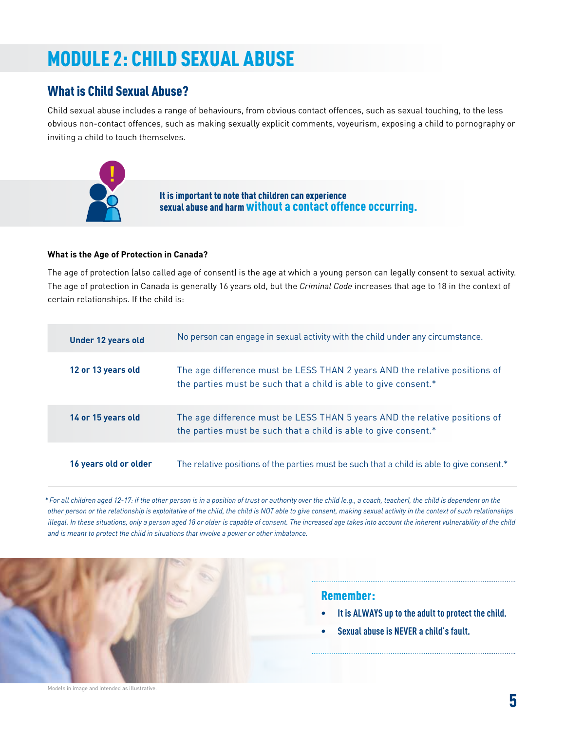# MODULE 2: CHILD SEXUAL ABUSE

## What is Child Sexual Abuse?

Child sexual abuse includes a range of behaviours, from obvious contact offences, such as sexual touching, to the less obvious non-contact offences, such as making sexually explicit comments, voyeurism, exposing a child to pornography or inviting a child to touch themselves.

**It is important to note that children can experience sexual abuse and harm without a contact offence occurring.**

### What is the Age of Protection in Canada?

The age of protection (also called age of consent) is the age at which a young person can legally consent to sexual activity. The age of protection in Canada is generally 16 years old, but the *Criminal Code* increases that age to 18 in the context of certain relationships. If the child is:

| | |
|---|---|
| **Under 12 years old** | No person can engage in sexual activity with the child under any circumstance. |
| **12 or 13 years old** | The age difference must be LESS THAN 2 years AND the relative positions of the parties must be such that a child is able to give consent.* |
| **14 or 15 years old** | The age difference must be LESS THAN 5 years AND the relative positions of the parties must be such that a child is able to give consent.* |
| **16 years old or older** | The relative positions of the parties must be such that a child is able to give consent.* |

*\* For all children aged 12-17: if the other person is in a position of trust or authority over the child (e.g., a coach, teacher), the child is dependent on the other person or the relationship is exploitative of the child, the child is NOT able to give consent, making sexual activity in the context of such relationships illegal. In these situations, only a person aged 18 or older is capable of consent. The increased age takes into account the inherent vulnerability of the child and is meant to protect the child in situations that involve a power or other imbalance.*

**Remember:**

- **It is ALWAYS up to the adult to protect the child.**
- **Sexual abuse is NEVER a child's fault.**

Models in image and intended as illustrative.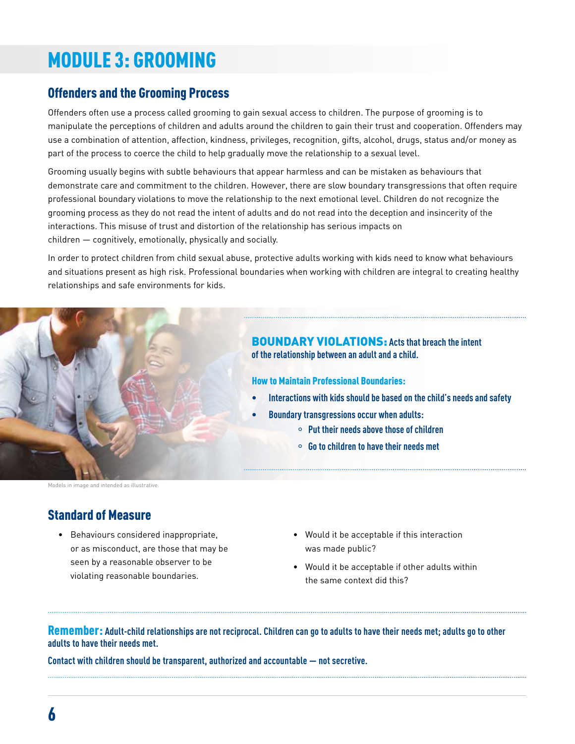# MODULE 3: GROOMING

## Offenders and the Grooming Process

Offenders often use a process called grooming to gain sexual access to children. The purpose of grooming is to manipulate the perceptions of children and adults around the children to gain their trust and cooperation. Offenders may use a combination of attention, affection, kindness, privileges, recognition, gifts, alcohol, drugs, status and/or money as part of the process to coerce the child to help gradually move the relationship to a sexual level.

Grooming usually begins with subtle behaviours that appear harmless and can be mistaken as behaviours that demonstrate care and commitment to the children. However, there are slow boundary transgressions that often require professional boundary violations to move the relationship to the next emotional level. Children do not recognize the grooming process as they do not read the intent of adults and do not read into the deception and insincerity of the interactions. This misuse of trust and distortion of the relationship has serious impacts on children — cognitively, emotionally, physically and socially.

In order to protect children from child sexual abuse, protective adults working with kids need to know what behaviours and situations present as high risk. Professional boundaries when working with children are integral to creating healthy relationships and safe environments for kids.

Models in image and intended as illustrative.

**BOUNDARY VIOLATIONS:** Acts that breach the intent of the relationship between an adult and a child.

**How to Maintain Professional Boundaries:**

- Interactions with kids should be based on the child's needs and safety
- Boundary transgressions occur when adults:
    - Put their needs above those of children
    - Go to children to have their needs met

## Standard of Measure

- Behaviours considered inappropriate, or as misconduct, are those that may be seen by a reasonable observer to be violating reasonable boundaries.
- Would it be acceptable if this interaction was made public?
- Would it be acceptable if other adults within the same context did this?

**Remember:** Adult-child relationships are not reciprocal. Children can go to adults to have their needs met; adults go to other adults to have their needs met.

**Contact with children should be transparent, authorized and accountable — not secretive.**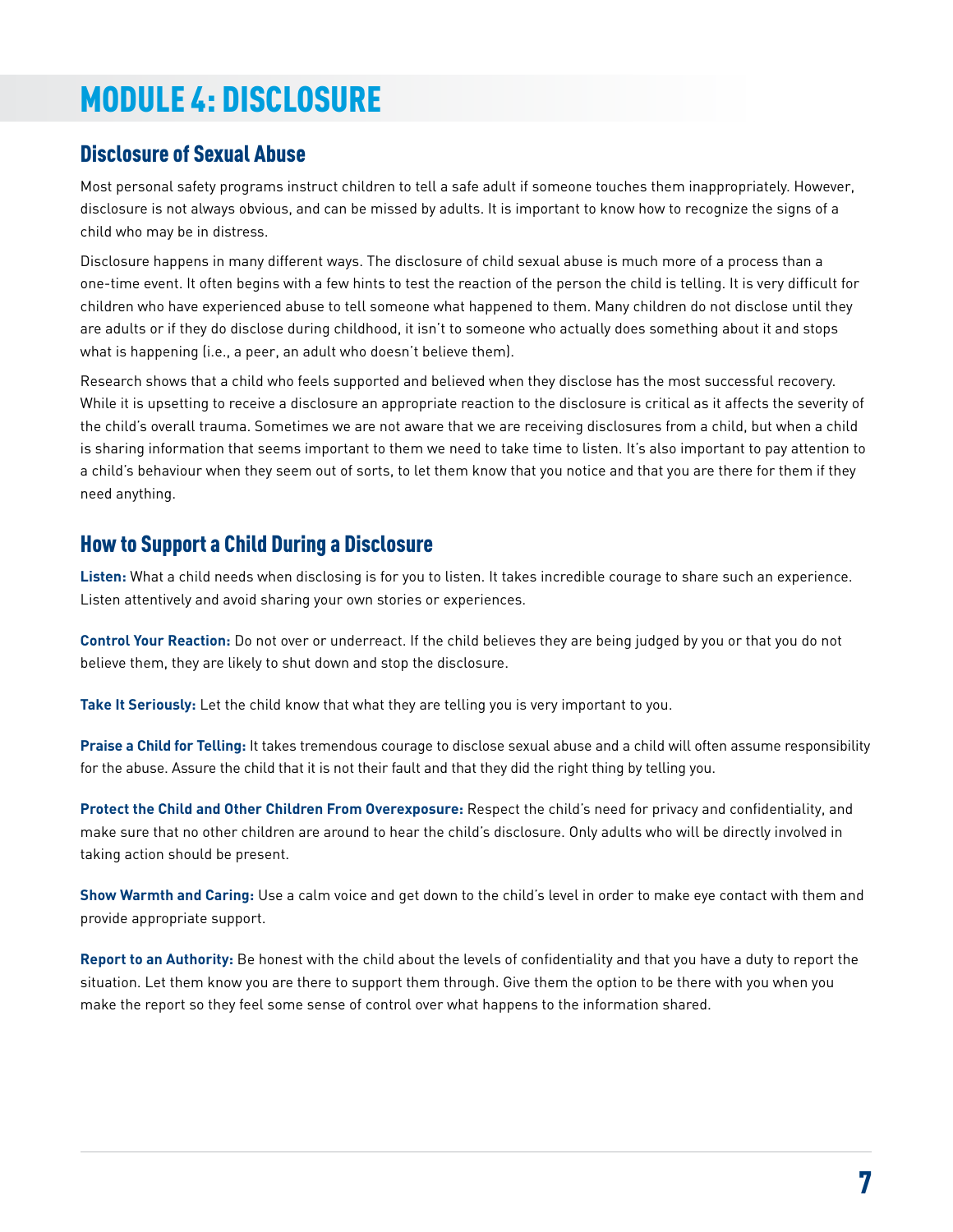# MODULE 4: DISCLOSURE

## Disclosure of Sexual Abuse

Most personal safety programs instruct children to tell a safe adult if someone touches them inappropriately. However, disclosure is not always obvious, and can be missed by adults. It is important to know how to recognize the signs of a child who may be in distress.

Disclosure happens in many different ways. The disclosure of child sexual abuse is much more of a process than a one-time event. It often begins with a few hints to test the reaction of the person the child is telling. It is very difficult for children who have experienced abuse to tell someone what happened to them. Many children do not disclose until they are adults or if they do disclose during childhood, it isn't to someone who actually does something about it and stops what is happening (i.e., a peer, an adult who doesn't believe them).

Research shows that a child who feels supported and believed when they disclose has the most successful recovery. While it is upsetting to receive a disclosure an appropriate reaction to the disclosure is critical as it affects the severity of the child's overall trauma. Sometimes we are not aware that we are receiving disclosures from a child, but when a child is sharing information that seems important to them we need to take time to listen. It's also important to pay attention to a child's behaviour when they seem out of sorts, to let them know that you notice and that you are there for them if they need anything.

## How to Support a Child During a Disclosure

**Listen:** What a child needs when disclosing is for you to listen. It takes incredible courage to share such an experience. Listen attentively and avoid sharing your own stories or experiences.

**Control Your Reaction:** Do not over or underreact. If the child believes they are being judged by you or that you do not believe them, they are likely to shut down and stop the disclosure.

**Take It Seriously:** Let the child know that what they are telling you is very important to you.

**Praise a Child for Telling:** It takes tremendous courage to disclose sexual abuse and a child will often assume responsibility for the abuse. Assure the child that it is not their fault and that they did the right thing by telling you.

**Protect the Child and Other Children From Overexposure:** Respect the child's need for privacy and confidentiality, and make sure that no other children are around to hear the child's disclosure. Only adults who will be directly involved in taking action should be present.

**Show Warmth and Caring:** Use a calm voice and get down to the child's level in order to make eye contact with them and provide appropriate support.

**Report to an Authority:** Be honest with the child about the levels of confidentiality and that you have a duty to report the situation. Let them know you are there to support them through. Give them the option to be there with you when you make the report so they feel some sense of control over what happens to the information shared.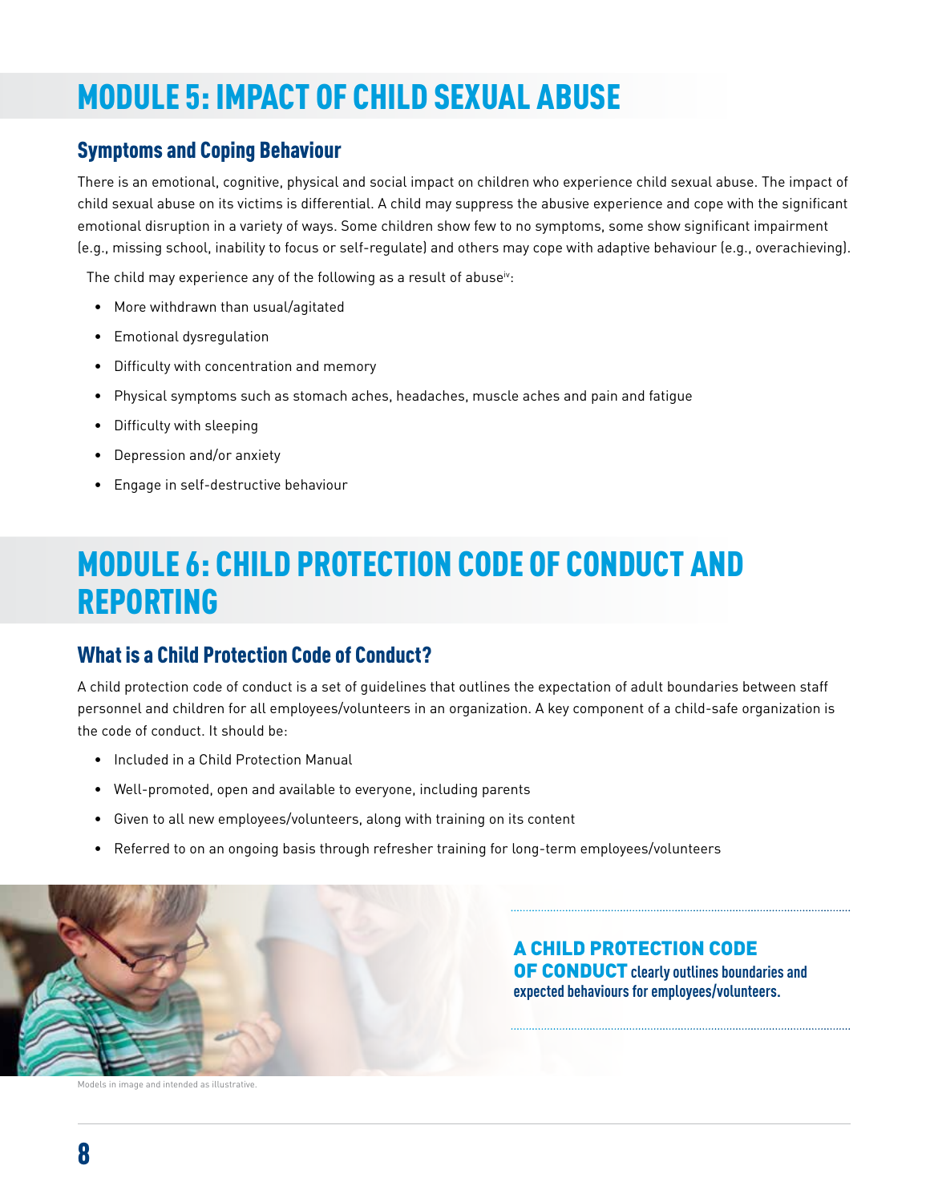# MODULE 5: IMPACT OF CHILD SEXUAL ABUSE

## Symptoms and Coping Behaviour

There is an emotional, cognitive, physical and social impact on children who experience child sexual abuse. The impact of child sexual abuse on its victims is differential. A child may suppress the abusive experience and cope with the significant emotional disruption in a variety of ways. Some children show few to no symptoms, some show significant impairment (e.g., missing school, inability to focus or self-regulate) and others may cope with adaptive behaviour (e.g., overachieving).

The child may experience any of the following as a result of abuse[iv]:

- More withdrawn than usual/agitated
- Emotional dysregulation
- Difficulty with concentration and memory
- Physical symptoms such as stomach aches, headaches, muscle aches and pain and fatigue
- Difficulty with sleeping
- Depression and/or anxiety
- Engage in self-destructive behaviour

# MODULE 6: CHILD PROTECTION CODE OF CONDUCT AND REPORTING

## What is a Child Protection Code of Conduct?

A child protection code of conduct is a set of guidelines that outlines the expectation of adult boundaries between staff personnel and children for all employees/volunteers in an organization. A key component of a child-safe organization is the code of conduct. It should be:

- Included in a Child Protection Manual
- Well-promoted, open and available to everyone, including parents
- Given to all new employees/volunteers, along with training on its content
- Referred to on an ongoing basis through refresher training for long-term employees/volunteers

**A CHILD PROTECTION CODE OF CONDUCT clearly outlines boundaries and expected behaviours for employees/volunteers.**

Models in image and intended as illustrative.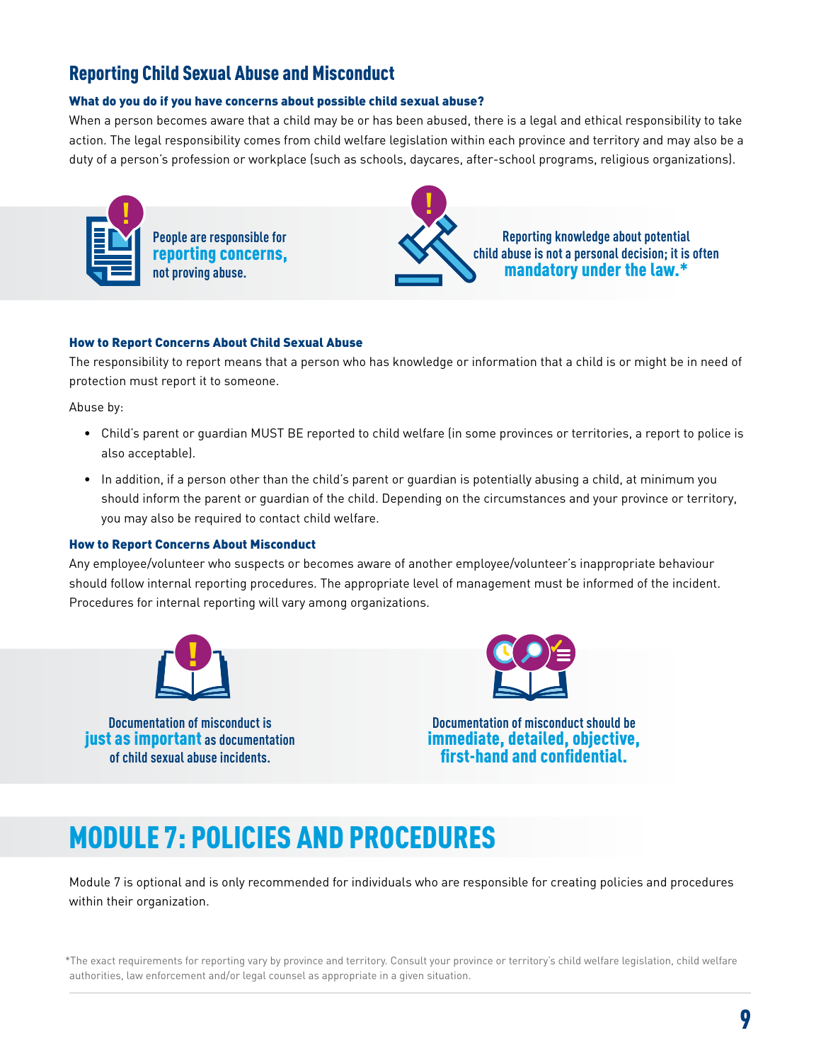## Reporting Child Sexual Abuse and Misconduct

### What do you do if you have concerns about possible child sexual abuse?

When a person becomes aware that a child may be or has been abused, there is a legal and ethical responsibility to take action. The legal responsibility comes from child welfare legislation within each province and territory and may also be a duty of a person's profession or workplace (such as schools, daycares, after-school programs, religious organizations).

People are responsible for **reporting concerns,** not proving abuse.

Reporting knowledge about potential child abuse is not a personal decision; it is often **mandatory under the law.***

### How to Report Concerns About Child Sexual Abuse

The responsibility to report means that a person who has knowledge or information that a child is or might be in need of protection must report it to someone.

Abuse by:

- Child's parent or guardian MUST BE reported to child welfare (in some provinces or territories, a report to police is also acceptable).
- In addition, if a person other than the child's parent or guardian is potentially abusing a child, at minimum you should inform the parent or guardian of the child. Depending on the circumstances and your province or territory, you may also be required to contact child welfare.

### How to Report Concerns About Misconduct

Any employee/volunteer who suspects or becomes aware of another employee/volunteer's inappropriate behaviour should follow internal reporting procedures. The appropriate level of management must be informed of the incident. Procedures for internal reporting will vary among organizations.

Documentation of misconduct is **just as important** as documentation of child sexual abuse incidents.

Documentation of misconduct should be **immediate, detailed, objective, first-hand and confidential.**

# MODULE 7: POLICIES AND PROCEDURES

Module 7 is optional and is only recommended for individuals who are responsible for creating policies and procedures within their organization.

*The exact requirements for reporting vary by province and territory. Consult your province or territory's child welfare legislation, child welfare authorities, law enforcement and/or legal counsel as appropriate in a given situation.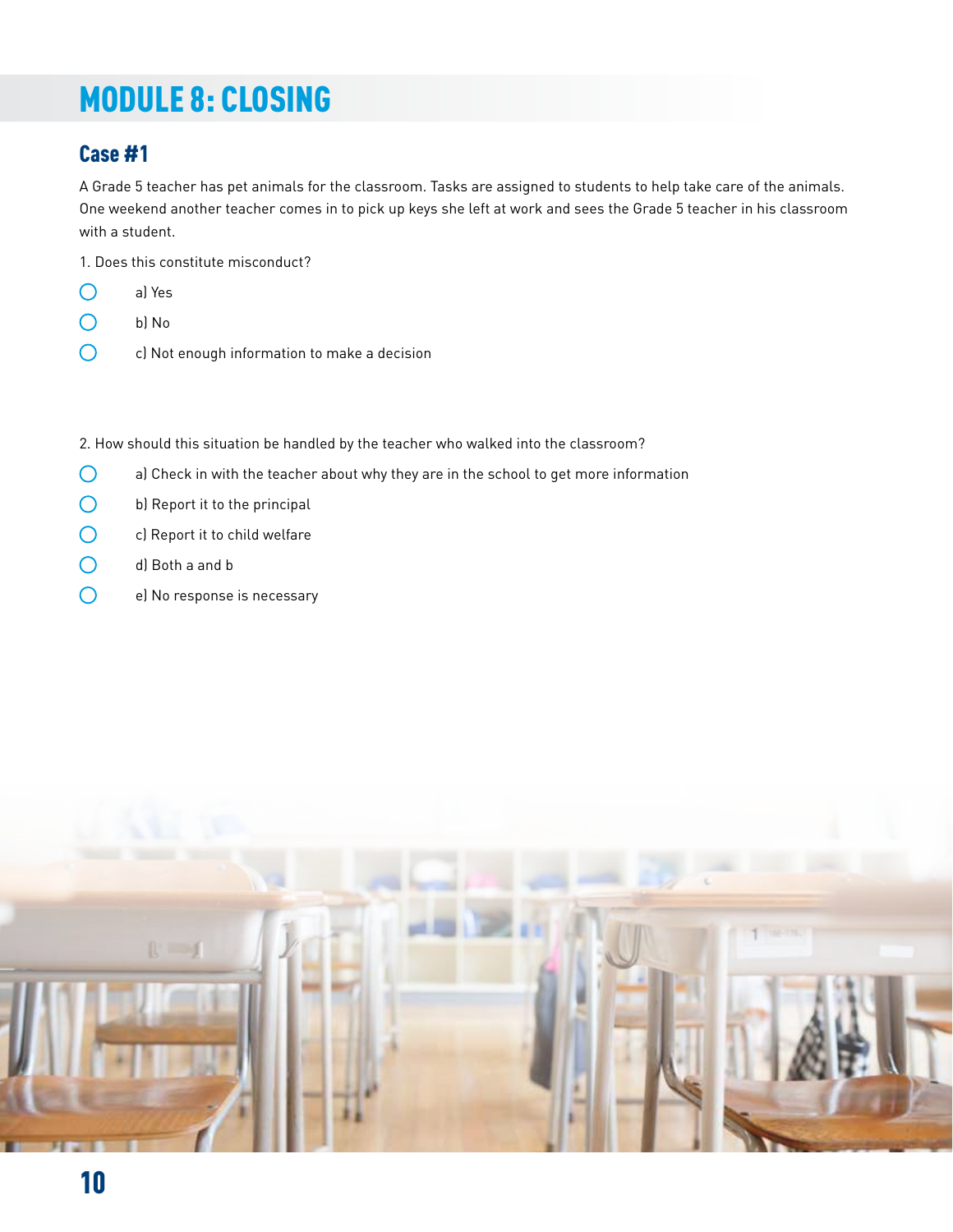# MODULE 8: CLOSING

## Case #1

A Grade 5 teacher has pet animals for the classroom. Tasks are assigned to students to help take care of the animals. One weekend another teacher comes in to pick up keys she left at work and sees the Grade 5 teacher in his classroom with a student.

1. Does this constitute misconduct?

- a) Yes
- b) No
- c) Not enough information to make a decision

2. How should this situation be handled by the teacher who walked into the classroom?

- a) Check in with the teacher about why they are in the school to get more information
- b) Report it to the principal
- c) Report it to child welfare
- d) Both a and b
- e) No response is necessary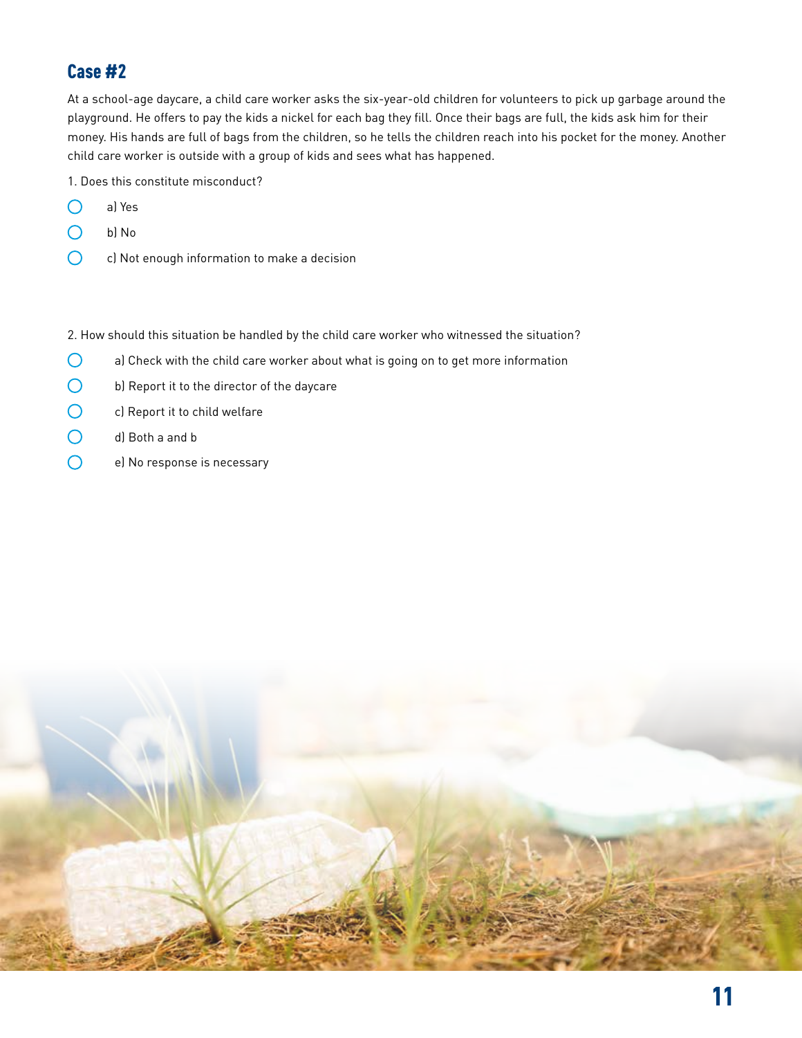## Case #2

At a school-age daycare, a child care worker asks the six-year-old children for volunteers to pick up garbage around the playground. He offers to pay the kids a nickel for each bag they fill. Once their bags are full, the kids ask him for their money. His hands are full of bags from the children, so he tells the children reach into his pocket for the money. Another child care worker is outside with a group of kids and sees what has happened.

1. Does this constitute misconduct?

- a) Yes
- b) No
- c) Not enough information to make a decision

2. How should this situation be handled by the child care worker who witnessed the situation?

- a) Check with the child care worker about what is going on to get more information
- b) Report it to the director of the daycare
- c) Report it to child welfare
- d) Both a and b
- e) No response is necessary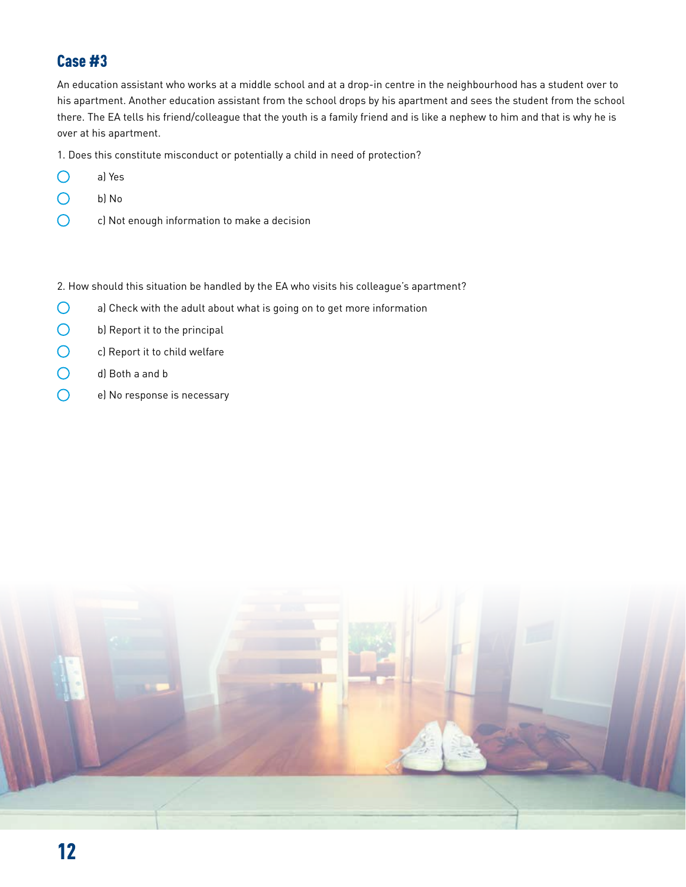## Case #3

An education assistant who works at a middle school and at a drop-in centre in the neighbourhood has a student over to his apartment. Another education assistant from the school drops by his apartment and sees the student from the school there. The EA tells his friend/colleague that the youth is a family friend and is like a nephew to him and that is why he is over at his apartment.

1. Does this constitute misconduct or potentially a child in need of protection?

- a) Yes
- b) No
- c) Not enough information to make a decision

2. How should this situation be handled by the EA who visits his colleague's apartment?

- a) Check with the adult about what is going on to get more information
- b) Report it to the principal
- c) Report it to child welfare
- d) Both a and b
- e) No response is necessary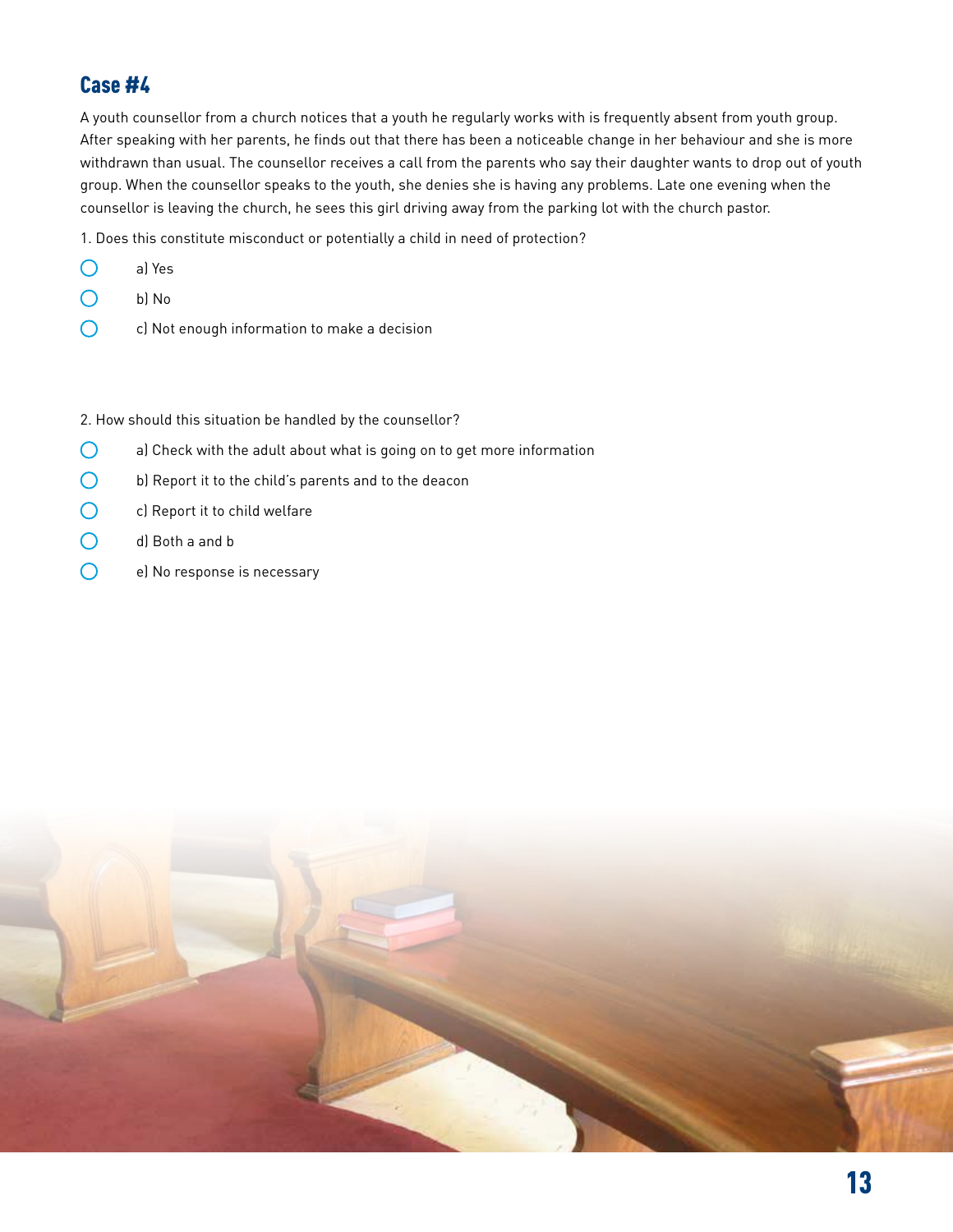## Case #4

A youth counsellor from a church notices that a youth he regularly works with is frequently absent from youth group. After speaking with her parents, he finds out that there has been a noticeable change in her behaviour and she is more withdrawn than usual. The counsellor receives a call from the parents who say their daughter wants to drop out of youth group. When the counsellor speaks to the youth, she denies she is having any problems. Late one evening when the counsellor is leaving the church, he sees this girl driving away from the parking lot with the church pastor.

1. Does this constitute misconduct or potentially a child in need of protection?

- a) Yes
- b) No
- c) Not enough information to make a decision

2. How should this situation be handled by the counsellor?

- a) Check with the adult about what is going on to get more information
- b) Report it to the child's parents and to the deacon
- c) Report it to child welfare
- d) Both a and b
- e) No response is necessary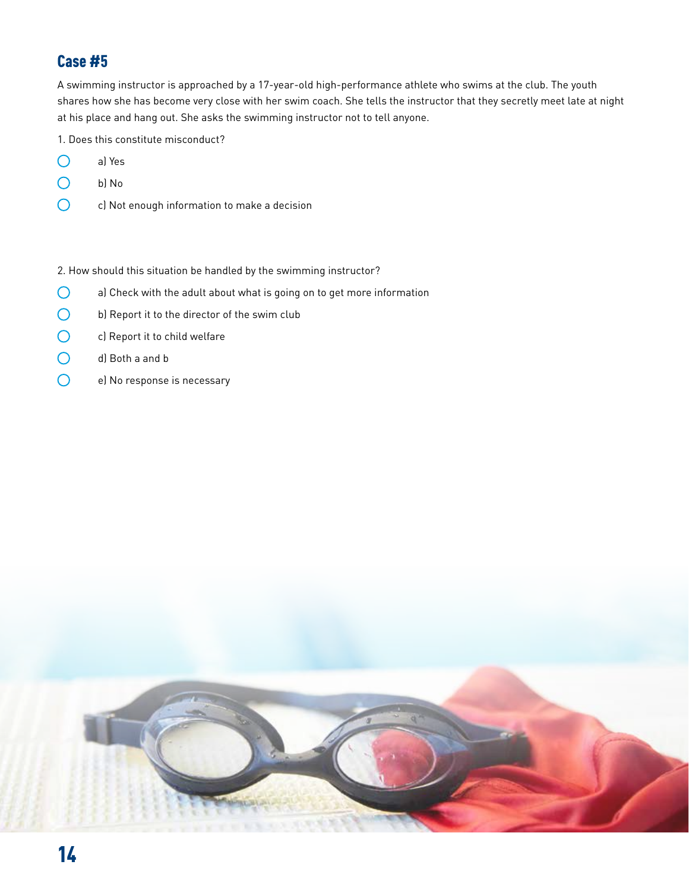## Case #5

A swimming instructor is approached by a 17-year-old high-performance athlete who swims at the club. The youth shares how she has become very close with her swim coach. She tells the instructor that they secretly meet late at night at his place and hang out. She asks the swimming instructor not to tell anyone.

1. Does this constitute misconduct?

- a) Yes
- b) No
- c) Not enough information to make a decision

2. How should this situation be handled by the swimming instructor?

- a) Check with the adult about what is going on to get more information
- b) Report it to the director of the swim club
- c) Report it to child welfare
- d) Both a and b
- e) No response is necessary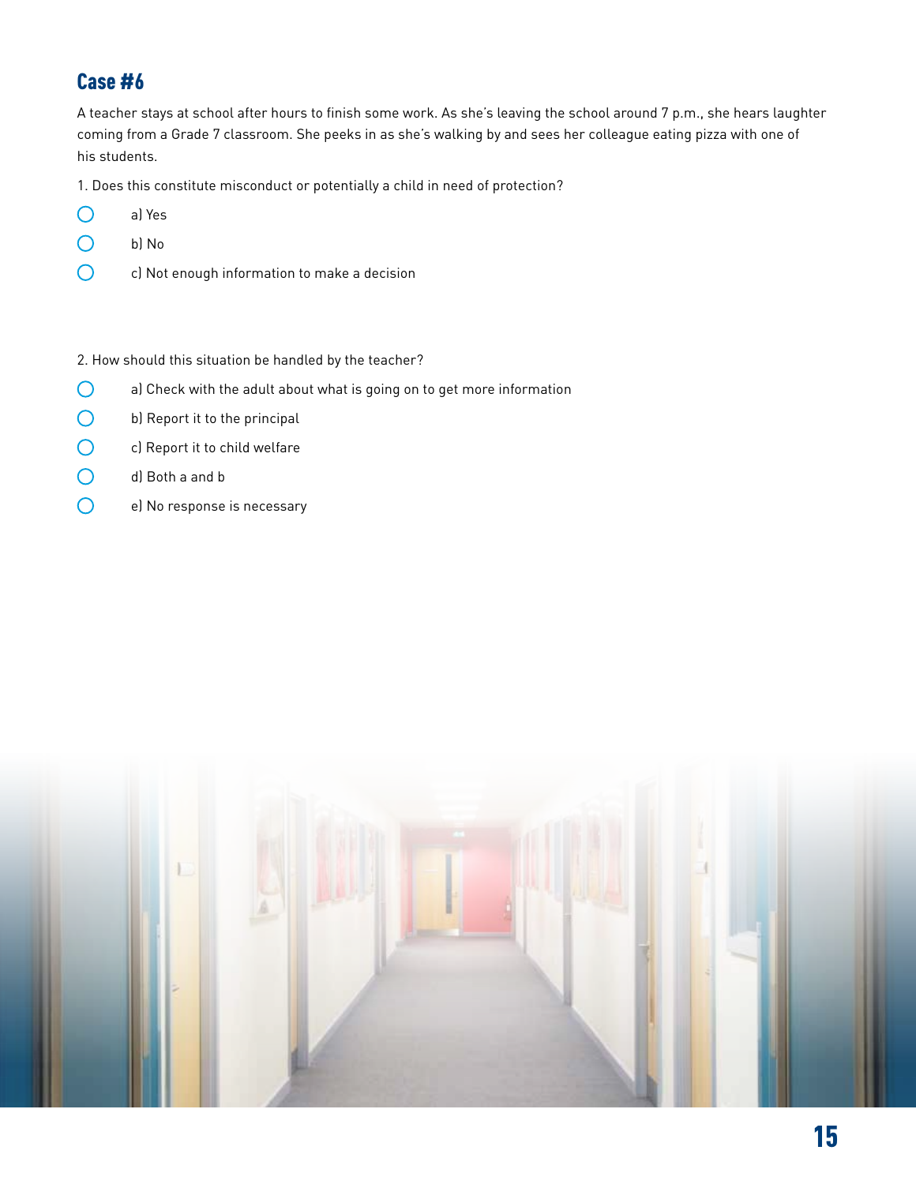## Case #6

A teacher stays at school after hours to finish some work. As she's leaving the school around 7 p.m., she hears laughter coming from a Grade 7 classroom. She peeks in as she's walking by and sees her colleague eating pizza with one of his students.

1. Does this constitute misconduct or potentially a child in need of protection?

- a) Yes
- b) No
- c) Not enough information to make a decision

2. How should this situation be handled by the teacher?

- a) Check with the adult about what is going on to get more information
- b) Report it to the principal
- c) Report it to child welfare
- d) Both a and b
- e) No response is necessary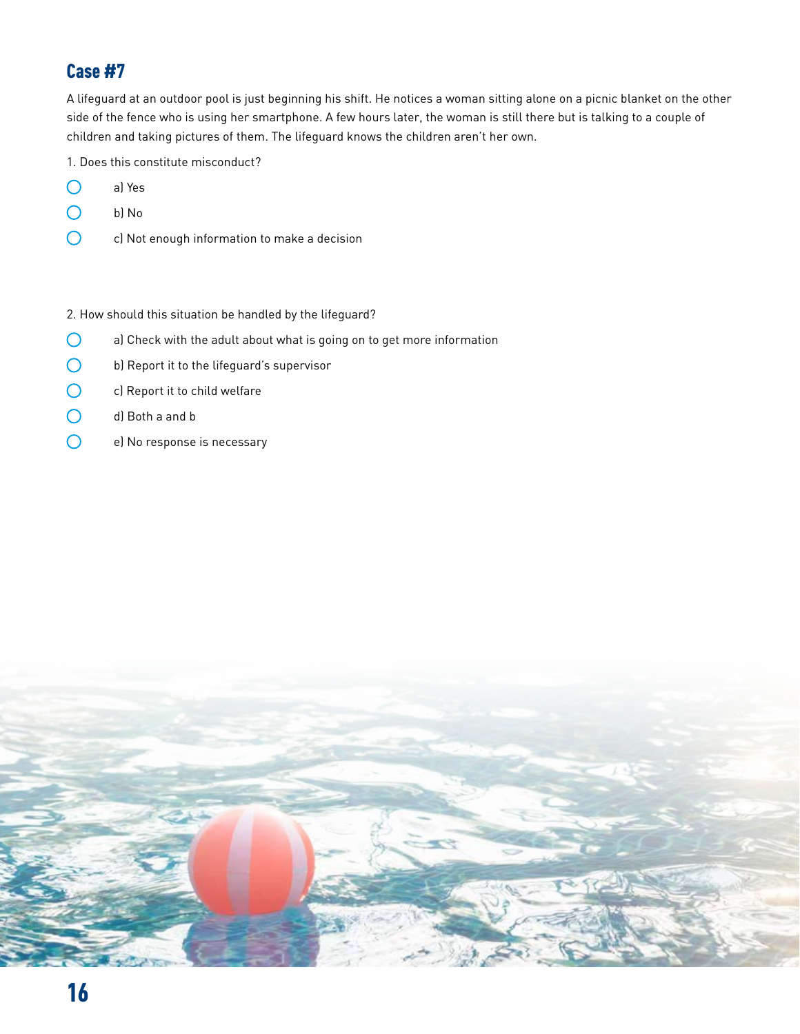## Case #7

A lifeguard at an outdoor pool is just beginning his shift. He notices a woman sitting alone on a picnic blanket on the other side of the fence who is using her smartphone. A few hours later, the woman is still there but is talking to a couple of children and taking pictures of them. The lifeguard knows the children aren't her own.

1. Does this constitute misconduct?

- a) Yes
- b) No
- c) Not enough information to make a decision

2. How should this situation be handled by the lifeguard?

- a) Check with the adult about what is going on to get more information
- b) Report it to the lifeguard's supervisor
- c) Report it to child welfare
- d) Both a and b
- e) No response is necessary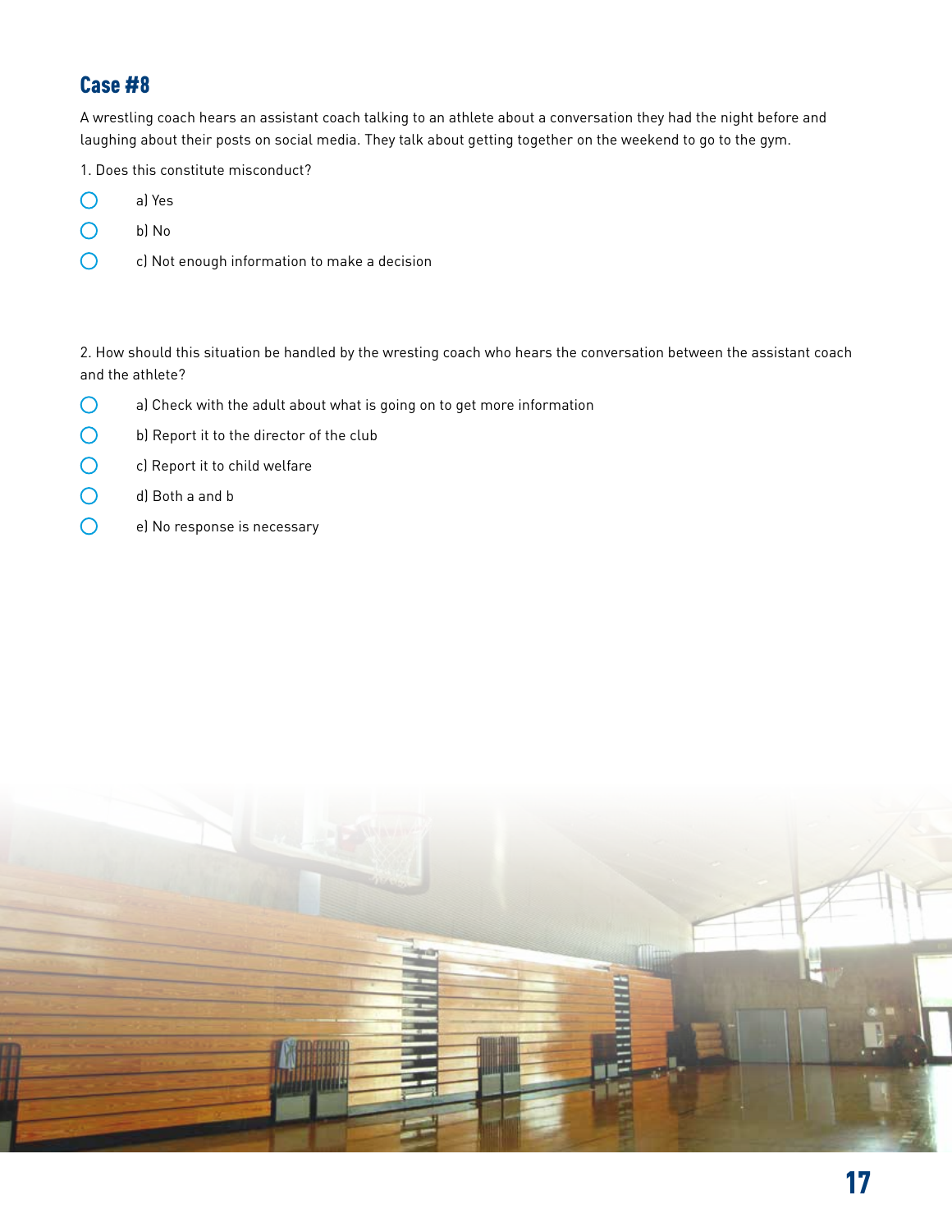## Case #8

A wrestling coach hears an assistant coach talking to an athlete about a conversation they had the night before and laughing about their posts on social media. They talk about getting together on the weekend to go to the gym.

1. Does this constitute misconduct?

- a) Yes
- b) No
- c) Not enough information to make a decision

2. How should this situation be handled by the wresting coach who hears the conversation between the assistant coach and the athlete?

- a) Check with the adult about what is going on to get more information
- b) Report it to the director of the club
- c) Report it to child welfare
- d) Both a and b
- e) No response is necessary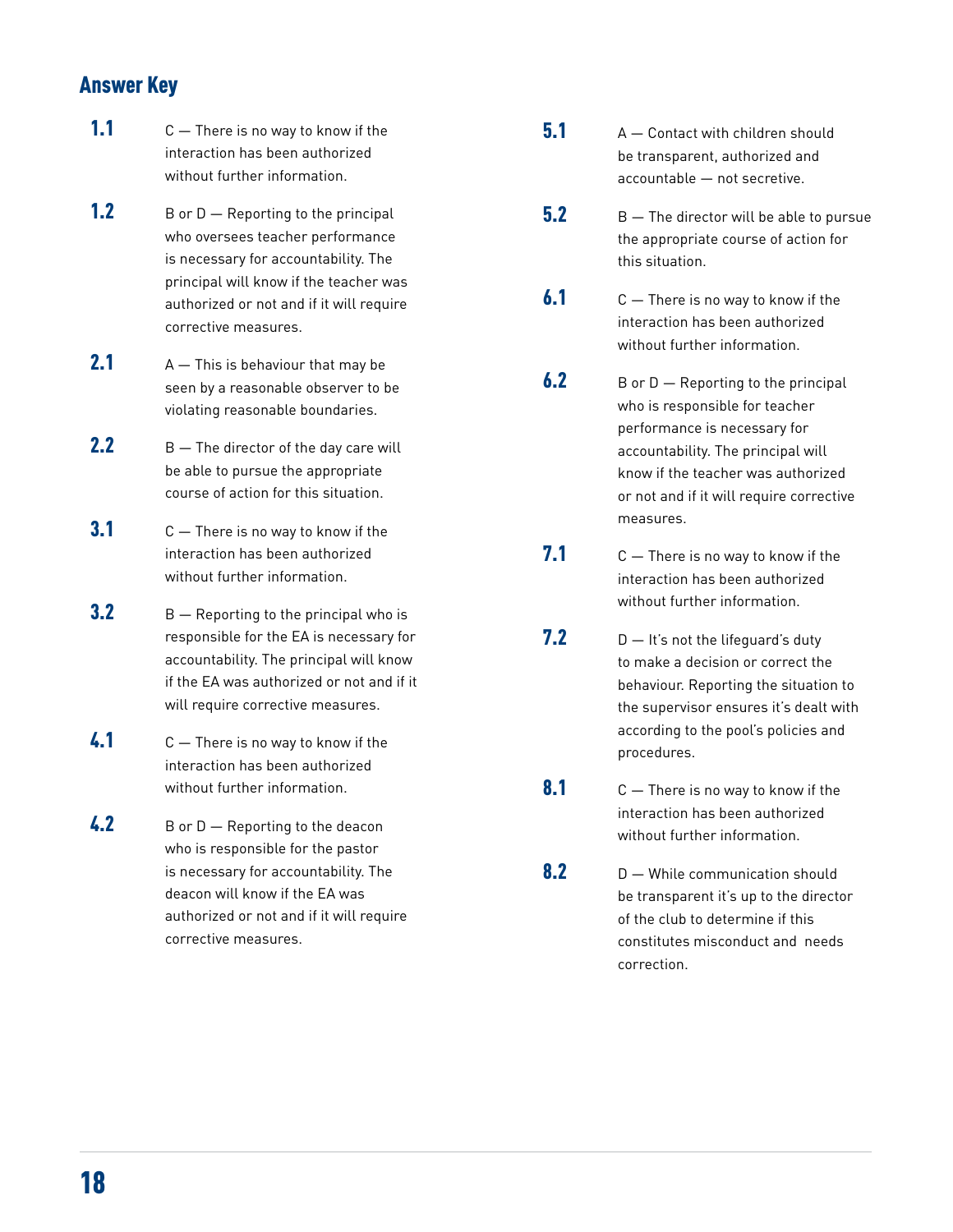## Answer Key

**1.1** C — There is no way to know if the interaction has been authorized without further information.

**1.2** B or D — Reporting to the principal who oversees teacher performance is necessary for accountability. The principal will know if the teacher was authorized or not and if it will require corrective measures.

**2.1** A — This is behaviour that may be seen by a reasonable observer to be violating reasonable boundaries.

**2.2** B — The director of the day care will be able to pursue the appropriate course of action for this situation.

**3.1** C — There is no way to know if the interaction has been authorized without further information.

**3.2** B — Reporting to the principal who is responsible for the EA is necessary for accountability. The principal will know if the EA was authorized or not and if it will require corrective measures.

**4.1** C — There is no way to know if the interaction has been authorized without further information.

**4.2** B or D — Reporting to the deacon who is responsible for the pastor is necessary for accountability. The deacon will know if the EA was authorized or not and if it will require corrective measures.

**5.1** A — Contact with children should be transparent, authorized and accountable — not secretive.

**5.2** B — The director will be able to pursue the appropriate course of action for this situation.

**6.1** C — There is no way to know if the interaction has been authorized without further information.

**6.2** B or D — Reporting to the principal who is responsible for teacher performance is necessary for accountability. The principal will know if the teacher was authorized or not and if it will require corrective measures.

**7.1** C — There is no way to know if the interaction has been authorized without further information.

**7.2** D — It's not the lifeguard's duty to make a decision or correct the behaviour. Reporting the situation to the supervisor ensures it's dealt with according to the pool's policies and procedures.

**8.1** C — There is no way to know if the interaction has been authorized without further information.

**8.2** D — While communication should be transparent it's up to the director of the club to determine if this constitutes misconduct and needs correction.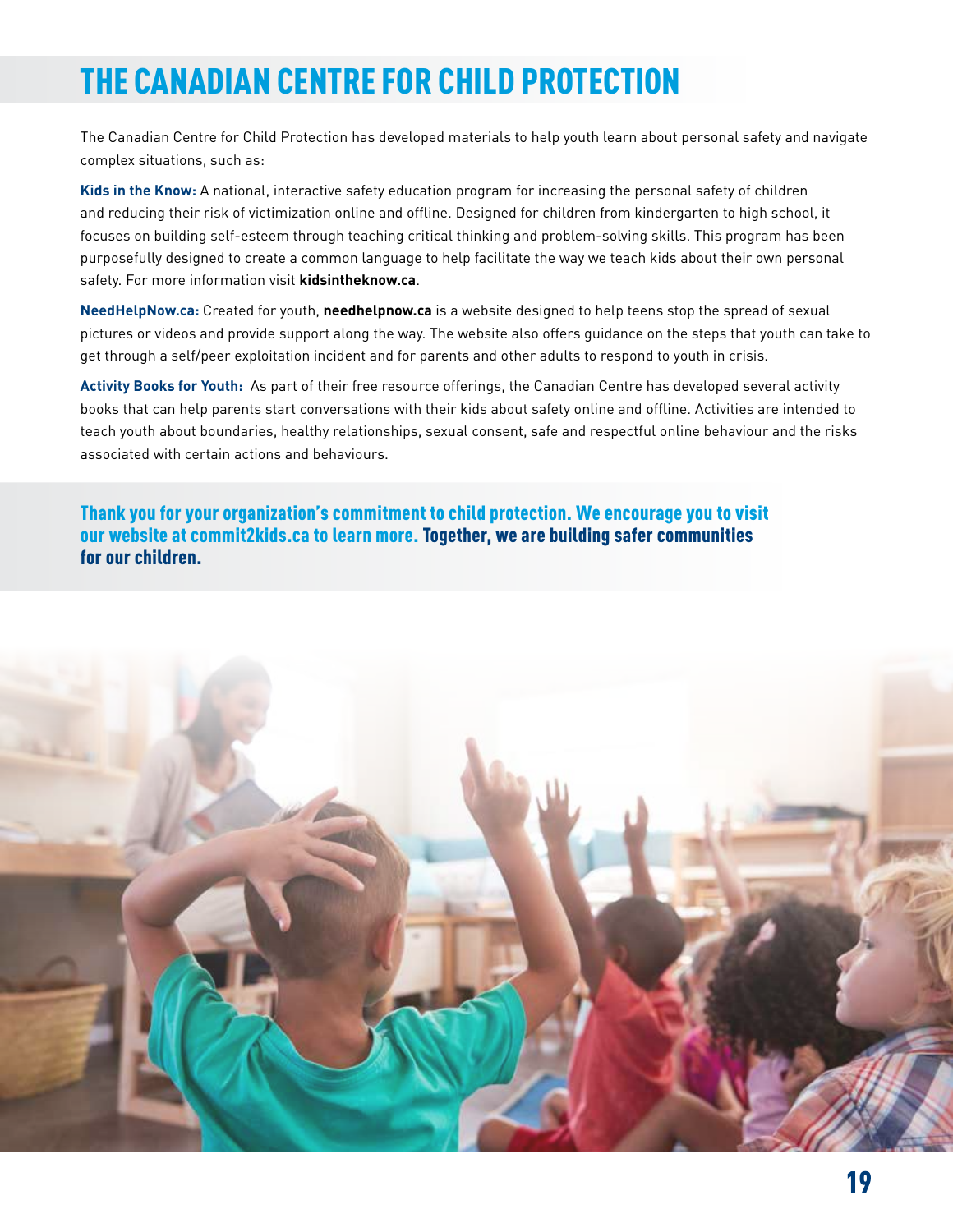# THE CANADIAN CENTRE FOR CHILD PROTECTION

The Canadian Centre for Child Protection has developed materials to help youth learn about personal safety and navigate complex situations, such as:

**Kids in the Know:** A national, interactive safety education program for increasing the personal safety of children and reducing their risk of victimization online and offline. Designed for children from kindergarten to high school, it focuses on building self-esteem through teaching critical thinking and problem-solving skills. This program has been purposefully designed to create a common language to help facilitate the way we teach kids about their own personal safety. For more information visit **kidsintheknow.ca**.

**NeedHelpNow.ca:** Created for youth, **needhelpnow.ca** is a website designed to help teens stop the spread of sexual pictures or videos and provide support along the way. The website also offers guidance on the steps that youth can take to get through a self/peer exploitation incident and for parents and other adults to respond to youth in crisis.

**Activity Books for Youth:** As part of their free resource offerings, the Canadian Centre has developed several activity books that can help parents start conversations with their kids about safety online and offline. Activities are intended to teach youth about boundaries, healthy relationships, sexual consent, safe and respectful online behaviour and the risks associated with certain actions and behaviours.

**Thank you for your organization's commitment to child protection. We encourage you to visit our website at commit2kids.ca to learn more. Together, we are building safer communities for our children.**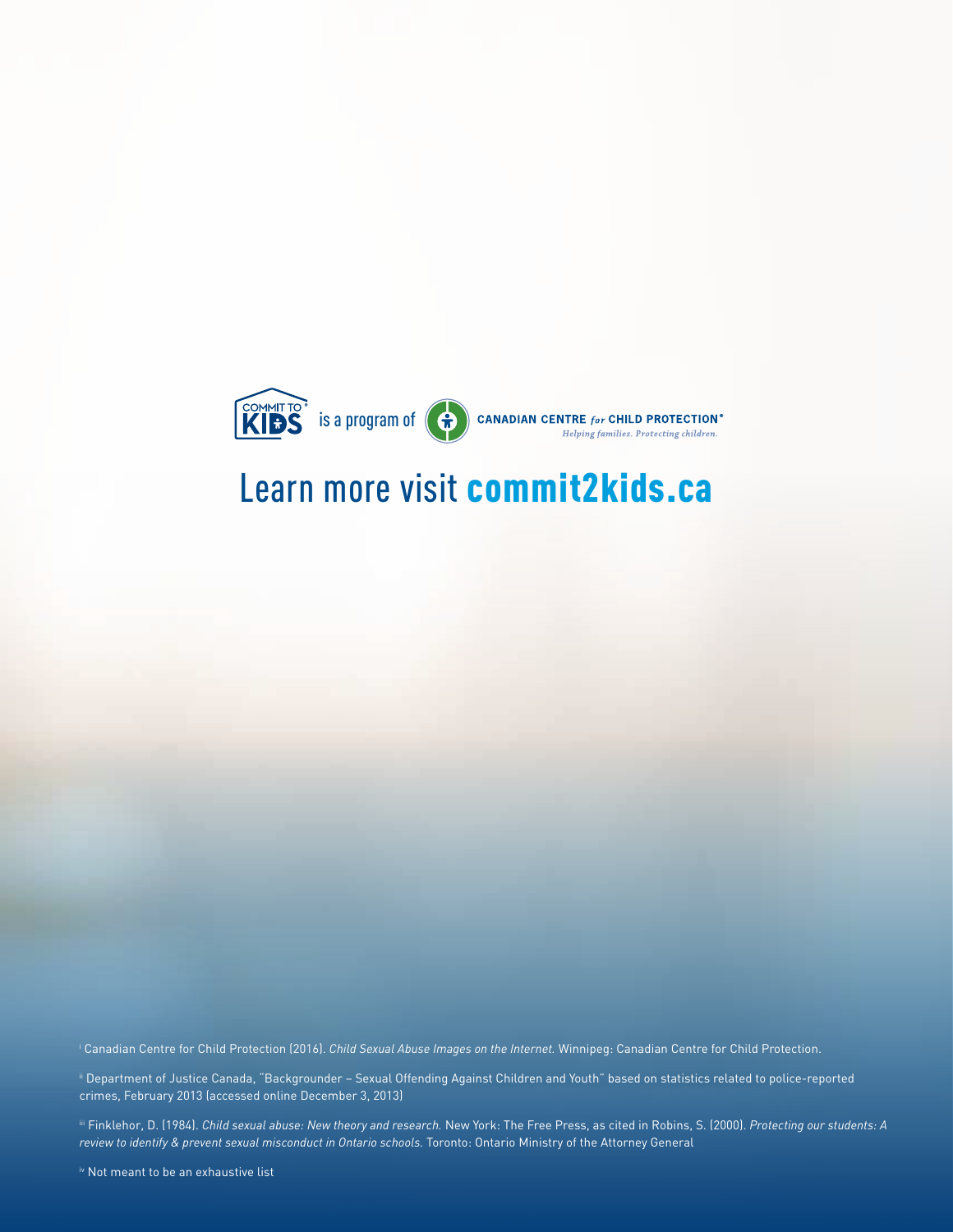COMMIT TO KIDS is a program of CANADIAN CENTRE *for* CHILD PROTECTION®

*Helping families. Protecting children.*

# Learn more visit **commit2kids.ca**

[i] Canadian Centre for Child Protection (2016). *Child Sexual Abuse Images on the Internet.* Winnipeg: Canadian Centre for Child Protection.

[ii] Department of Justice Canada, "Backgrounder – Sexual Offending Against Children and Youth" based on statistics related to police-reported crimes, February 2013 (accessed online December 3, 2013)

[iii] Finklehor, D. (1984). *Child sexual abuse: New theory and research.* New York: The Free Press, as cited in Robins, S. (2000). *Protecting our students: A review to identify & prevent sexual misconduct in Ontario schools.* Toronto: Ontario Ministry of the Attorney General

[iv] Not meant to be an exhaustive list